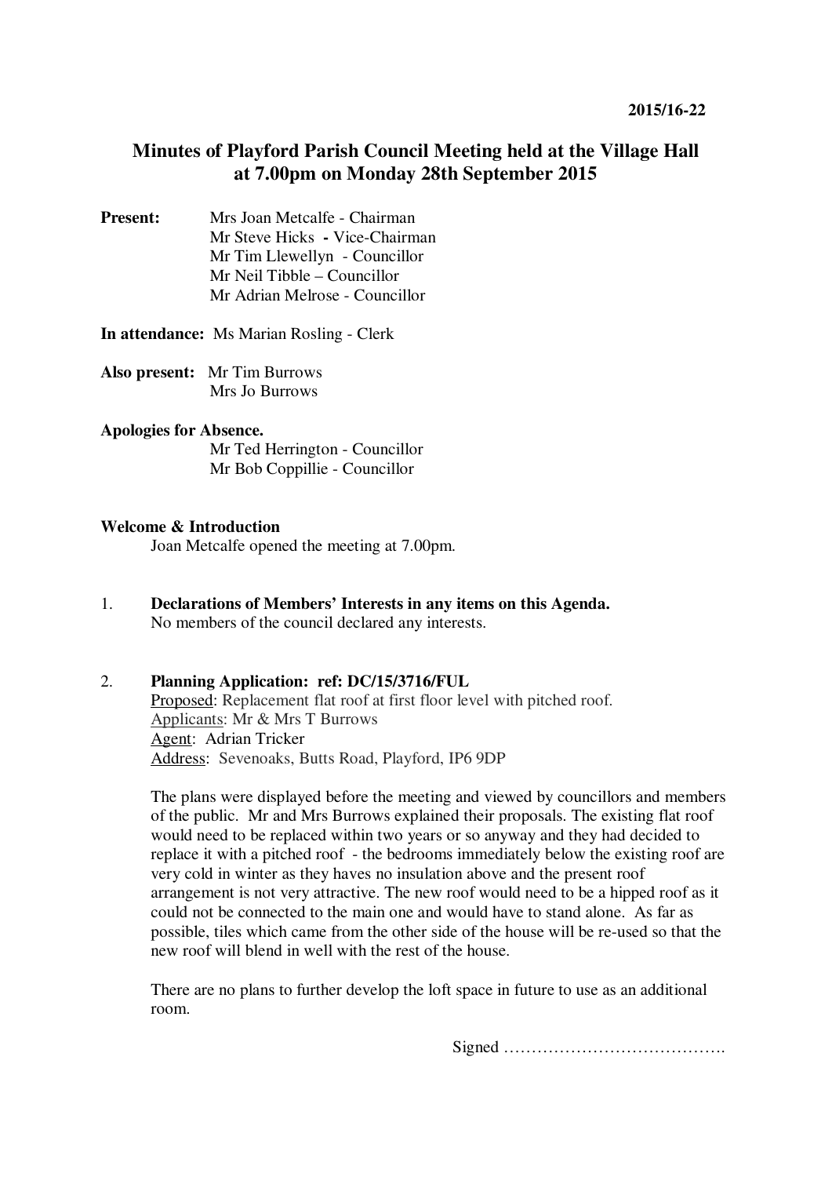2015/16-22

# Minutes of Playford Parish Council Meeting held at the Village Hall at 7.00pm on Monday 28th September 2015

**Present:**
Mrs Joan Metcalfe - Chairman
Mr Steve Hicks **-** Vice-Chairman
Mr Tim Llewellyn - Councillor
Mr Neil Tibble – Councillor
Mr Adrian Melrose - Councillor

**In attendance:** Ms Marian Rosling - Clerk

**Also present:** Mr Tim Burrows
Mrs Jo Burrows

**Apologies for Absence.**
Mr Ted Herrington - Councillor
Mr Bob Coppillie - Councillor

**Welcome & Introduction**

Joan Metcalfe opened the meeting at 7.00pm.

1. **Declarations of Members' Interests in any items on this Agenda.**
   No members of the council declared any interests.

2. **Planning Application: ref: DC/15/3716/FUL**
   Proposed: Replacement flat roof at first floor level with pitched roof.
   Applicants: Mr & Mrs T Burrows
   Agent: Adrian Tricker
   Address: Sevenoaks, Butts Road, Playford, IP6 9DP

   The plans were displayed before the meeting and viewed by councillors and members of the public. Mr and Mrs Burrows explained their proposals. The existing flat roof would need to be replaced within two years or so anyway and they had decided to replace it with a pitched roof - the bedrooms immediately below the existing roof are very cold in winter as they haves no insulation above and the present roof arrangement is not very attractive. The new roof would need to be a hipped roof as it could not be connected to the main one and would have to stand alone. As far as possible, tiles which came from the other side of the house will be re-used so that the new roof will blend in well with the rest of the house.

   There are no plans to further develop the loft space in future to use as an additional room.

Signed ………………………………….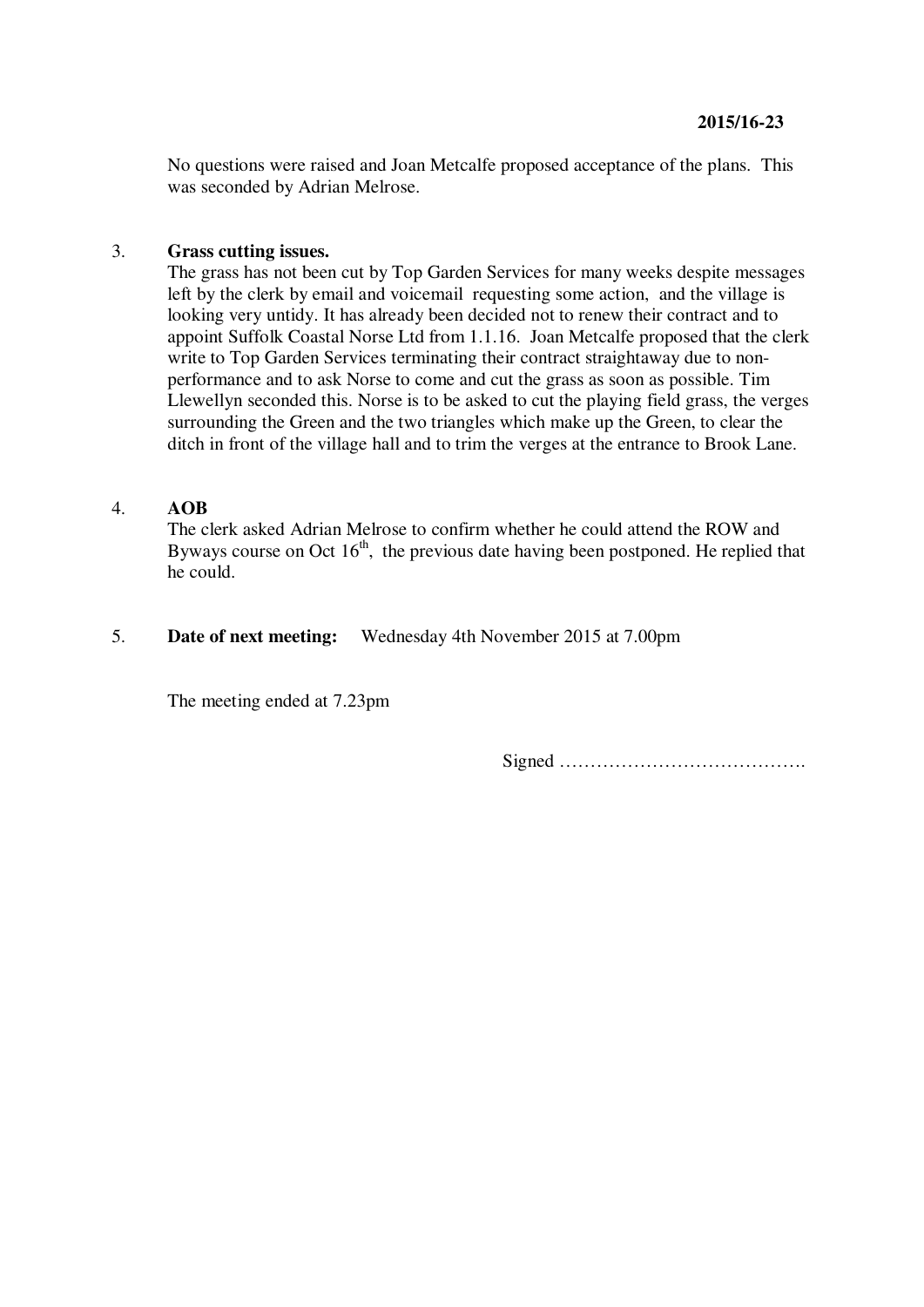**2015/16-23**

No questions were raised and Joan Metcalfe proposed acceptance of the plans. This was seconded by Adrian Melrose.

3. **Grass cutting issues.**
   The grass has not been cut by Top Garden Services for many weeks despite messages left by the clerk by email and voicemail requesting some action, and the village is looking very untidy. It has already been decided not to renew their contract and to appoint Suffolk Coastal Norse Ltd from 1.1.16. Joan Metcalfe proposed that the clerk write to Top Garden Services terminating their contract straightaway due to non-performance and to ask Norse to come and cut the grass as soon as possible. Tim Llewellyn seconded this. Norse is to be asked to cut the playing field grass, the verges surrounding the Green and the two triangles which make up the Green, to clear the ditch in front of the village hall and to trim the verges at the entrance to Brook Lane.

4. **AOB**
   The clerk asked Adrian Melrose to confirm whether he could attend the ROW and Byways course on Oct 16th, the previous date having been postponed. He replied that he could.

5. **Date of next meeting:** Wednesday 4th November 2015 at 7.00pm

The meeting ended at 7.23pm

Signed ………………………………….